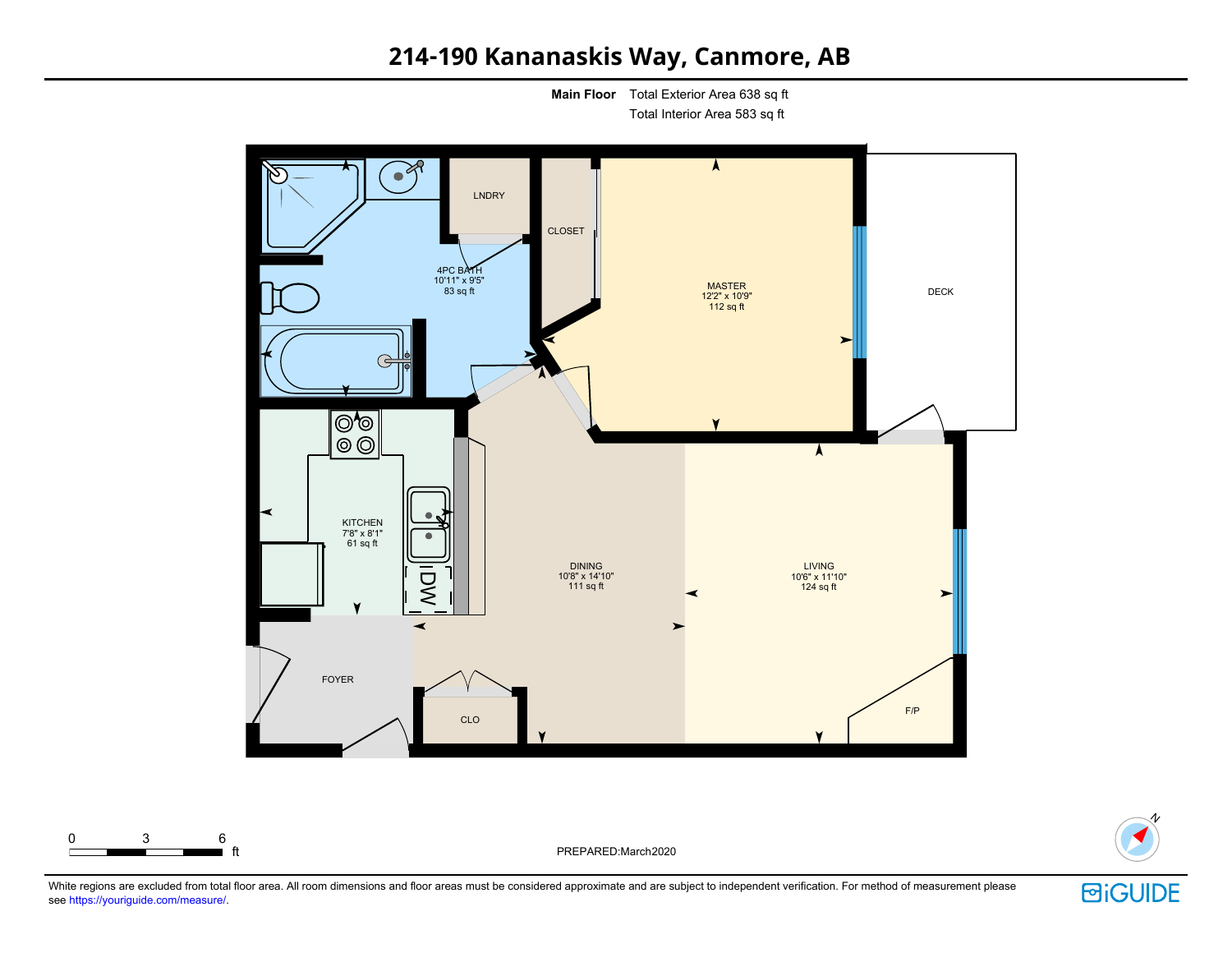# 214-190 Kananaskis Way, Canmore, AB

**Main Floor** Total Exterior Area 638 sq ft
Total Interior Area 583 sq ft

LNDRY

CLOSET

4PC BATH
10'11" x 9'5"
83 sq ft

MASTER
12'2" x 10'9"
112 sq ft

DECK

KITCHEN
7'8" x 8'1"
61 sq ft

DW

DINING
10'8" x 14'10"
111 sq ft

LIVING
10'6" x 11'10"
124 sq ft

FOYER

CLO

F/P

0 3 6 ft

PREPARED:March2020

White regions are excluded from total floor area. All room dimensions and floor areas must be considered approximate and are subject to independent verification. For method of measurement please see https://youriguide.com/measure/.

iGUIDE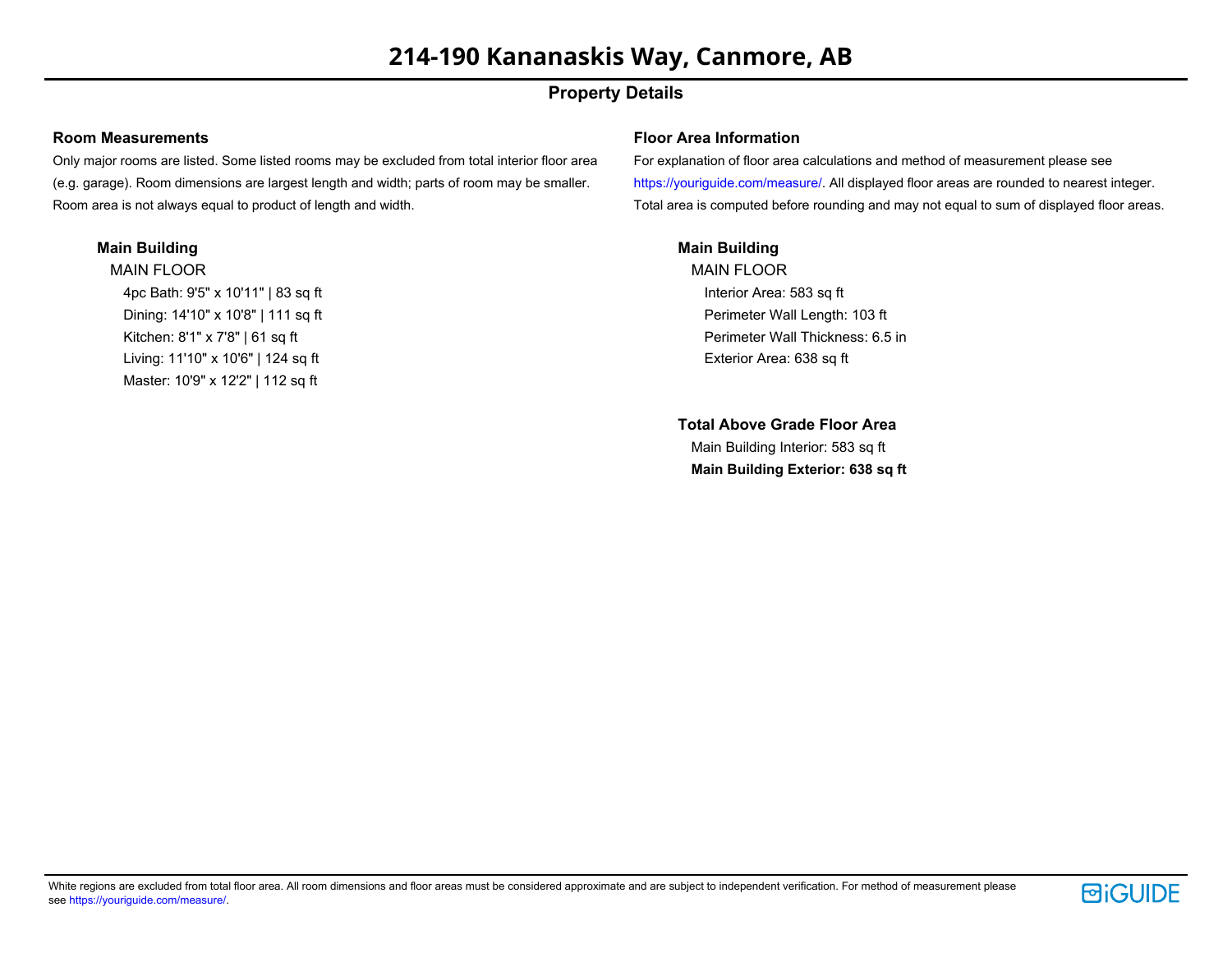# 214-190 Kananaskis Way, Canmore, AB

## Property Details

### Room Measurements

Only major rooms are listed. Some listed rooms may be excluded from total interior floor area (e.g. garage). Room dimensions are largest length and width; parts of room may be smaller. Room area is not always equal to product of length and width.

**Main Building**

MAIN FLOOR

- 4pc Bath: 9'5" x 10'11" | 83 sq ft
- Dining: 14'10" x 10'8" | 111 sq ft
- Kitchen: 8'1" x 7'8" | 61 sq ft
- Living: 11'10" x 10'6" | 124 sq ft
- Master: 10'9" x 12'2" | 112 sq ft

### Floor Area Information

For explanation of floor area calculations and method of measurement please see https://youriguide.com/measure/. All displayed floor areas are rounded to nearest integer. Total area is computed before rounding and may not equal to sum of displayed floor areas.

**Main Building**

MAIN FLOOR

- Interior Area: 583 sq ft
- Perimeter Wall Length: 103 ft
- Perimeter Wall Thickness: 6.5 in
- Exterior Area: 638 sq ft

**Total Above Grade Floor Area**

Main Building Interior: 583 sq ft

**Main Building Exterior: 638 sq ft**

White regions are excluded from total floor area. All room dimensions and floor areas must be considered approximate and are subject to independent verification. For method of measurement please see https://youriguide.com/measure/.